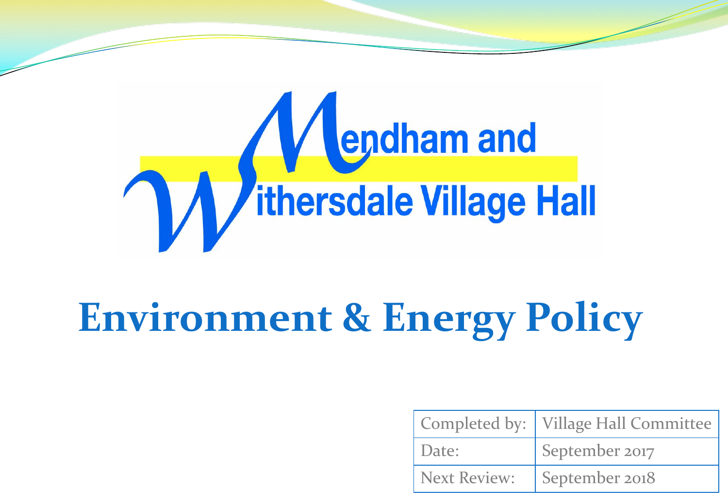# Mendham and Withersdale Village Hall

# Environment & Energy Policy

| Completed by: | Village Hall Committee |
|---|---|
| Date: | September 2017 |
| Next Review: | September 2018 |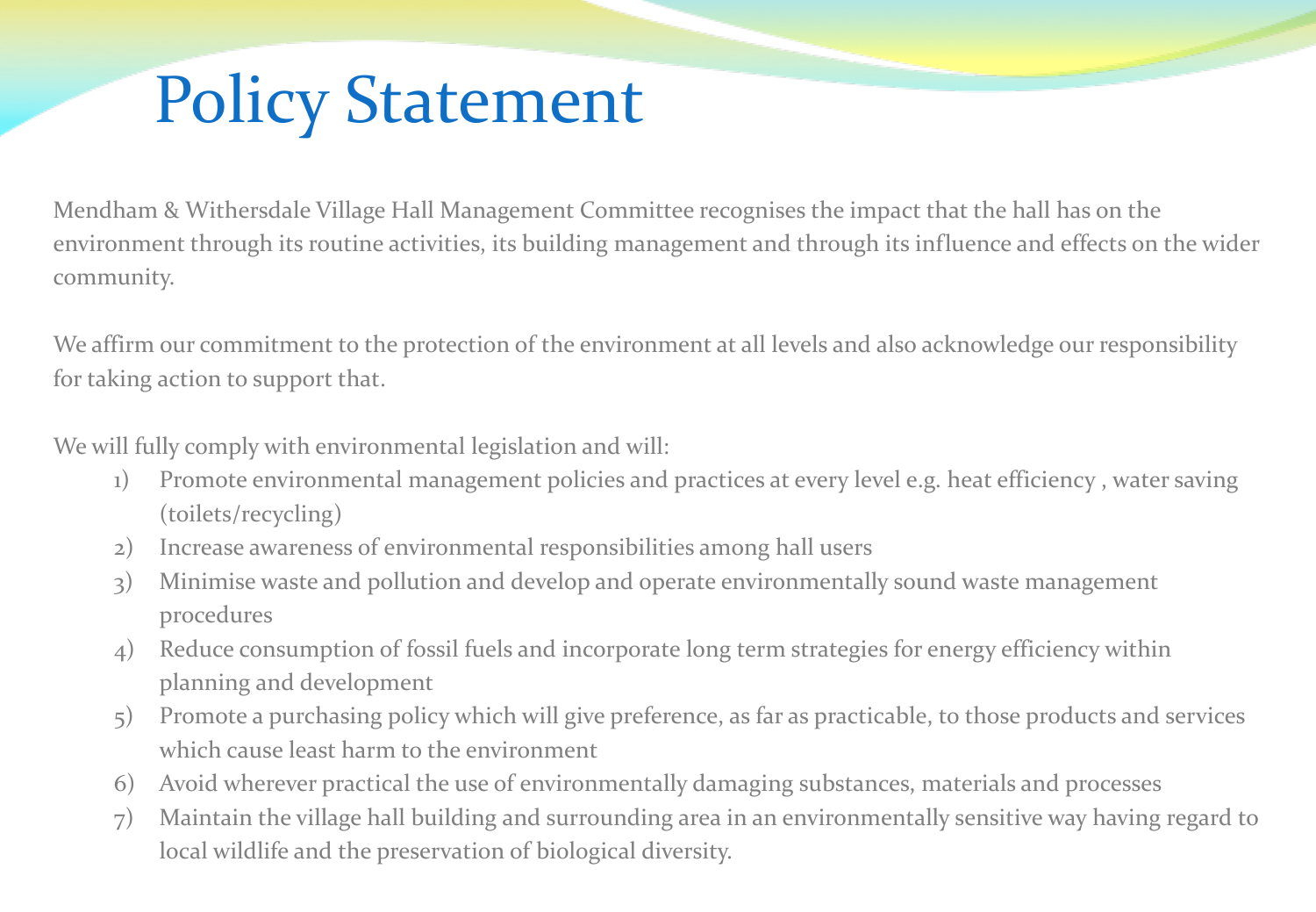# Policy Statement

Mendham & Withersdale Village Hall Management Committee recognises the impact that the hall has on the environment through its routine activities, its building management and through its influence and effects on the wider community.

We affirm our commitment to the protection of the environment at all levels and also acknowledge our responsibility for taking action to support that.

We will fully comply with environmental legislation and will:

1) Promote environmental management policies and practices at every level e.g. heat efficiency , water saving (toilets/recycling)
2) Increase awareness of environmental responsibilities among hall users
3) Minimise waste and pollution and develop and operate environmentally sound waste management procedures
4) Reduce consumption of fossil fuels and incorporate long term strategies for energy efficiency within planning and development
5) Promote a purchasing policy which will give preference, as far as practicable, to those products and services which cause least harm to the environment
6) Avoid wherever practical the use of environmentally damaging substances, materials and processes
7) Maintain the village hall building and surrounding area in an environmentally sensitive way having regard to local wildlife and the preservation of biological diversity.